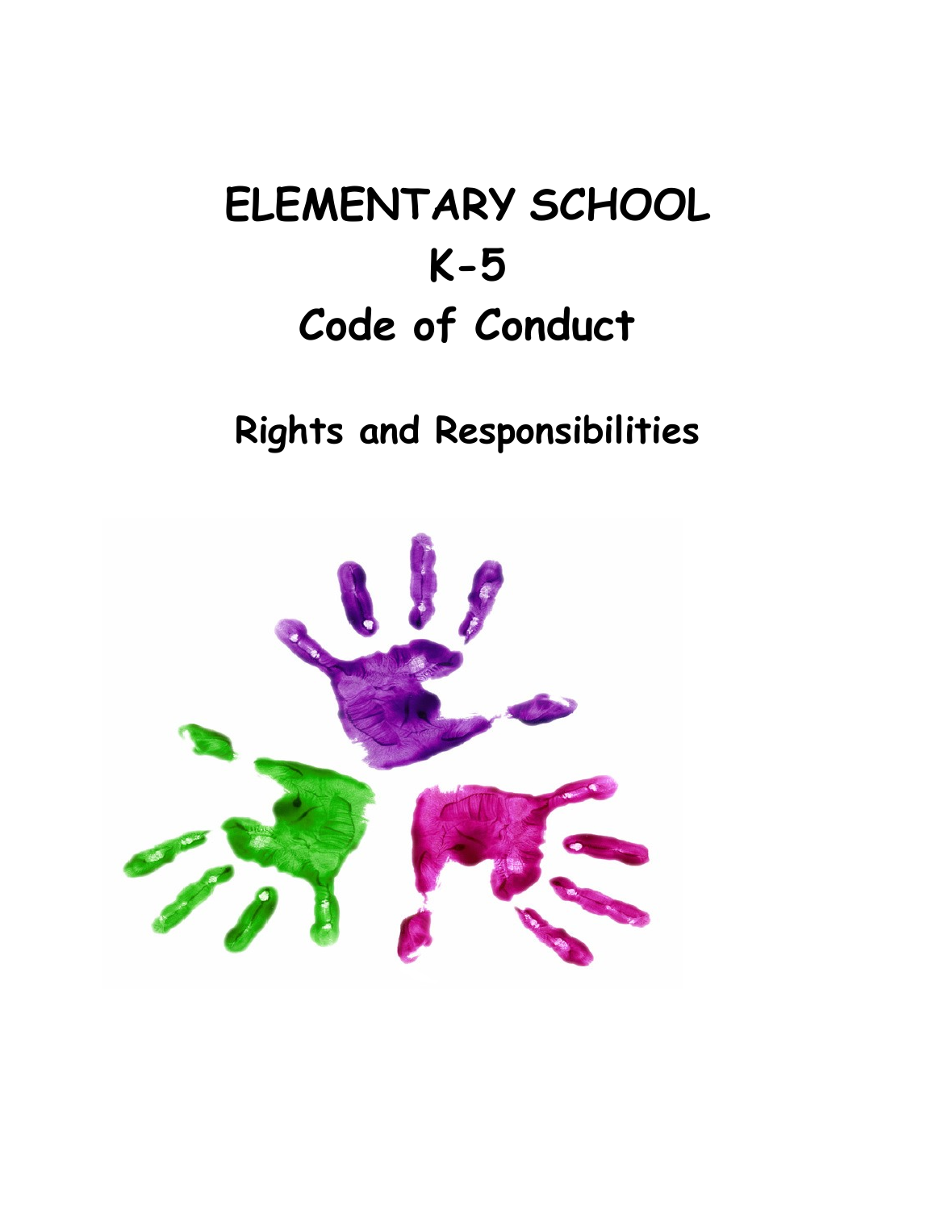# ELEMENTARY SCHOOL

# K-5

# Code of Conduct

## Rights and Responsibilities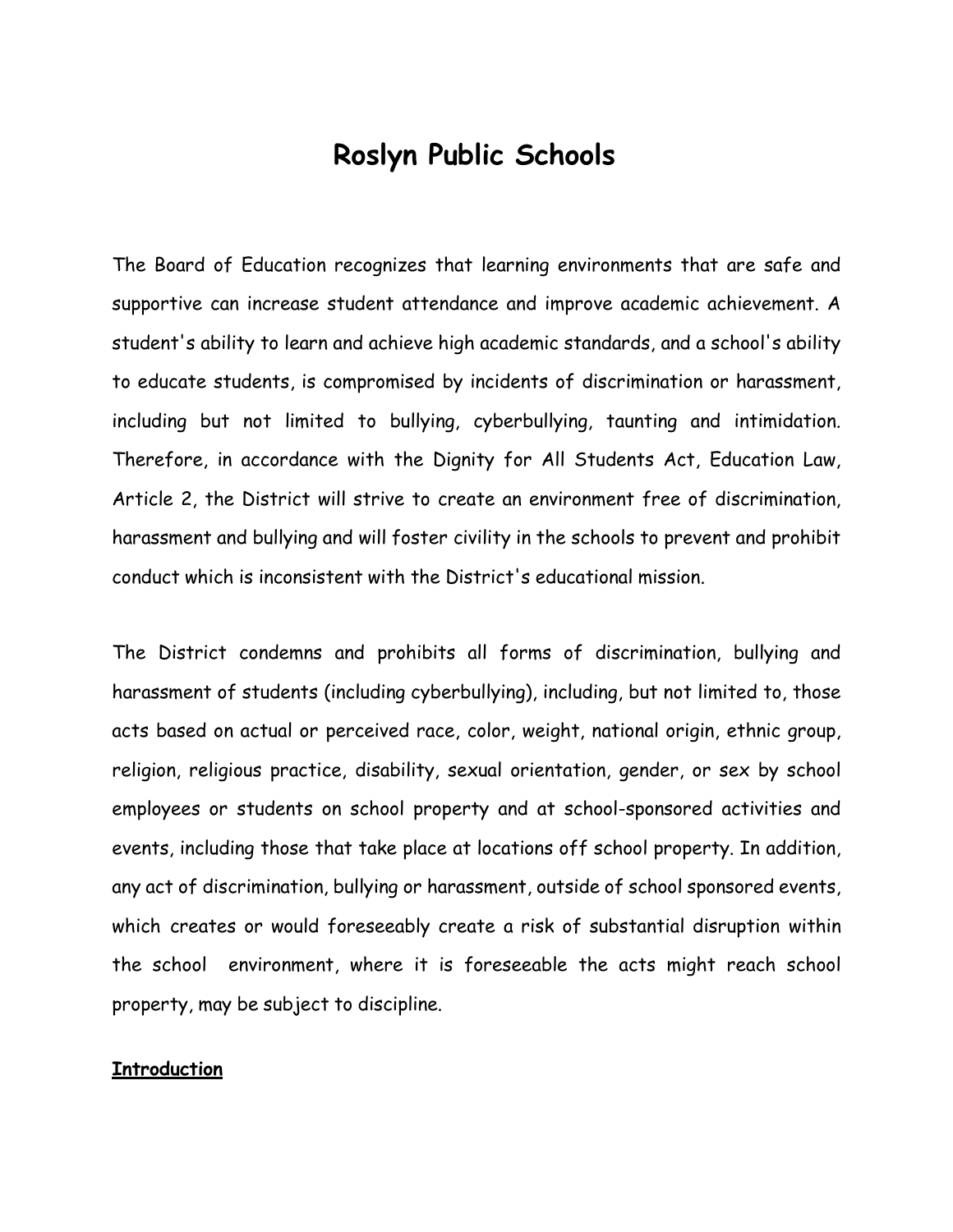# Roslyn Public Schools

The Board of Education recognizes that learning environments that are safe and supportive can increase student attendance and improve academic achievement. A student's ability to learn and achieve high academic standards, and a school's ability to educate students, is compromised by incidents of discrimination or harassment, including but not limited to bullying, cyberbullying, taunting and intimidation. Therefore, in accordance with the Dignity for All Students Act, Education Law, Article 2, the District will strive to create an environment free of discrimination, harassment and bullying and will foster civility in the schools to prevent and prohibit conduct which is inconsistent with the District's educational mission.

The District condemns and prohibits all forms of discrimination, bullying and harassment of students (including cyberbullying), including, but not limited to, those acts based on actual or perceived race, color, weight, national origin, ethnic group, religion, religious practice, disability, sexual orientation, gender, or sex by school employees or students on school property and at school-sponsored activities and events, including those that take place at locations off school property. In addition, any act of discrimination, bullying or harassment, outside of school sponsored events, which creates or would foreseeably create a risk of substantial disruption within the school environment, where it is foreseeable the acts might reach school property, may be subject to discipline.

**<u>Introduction</u>**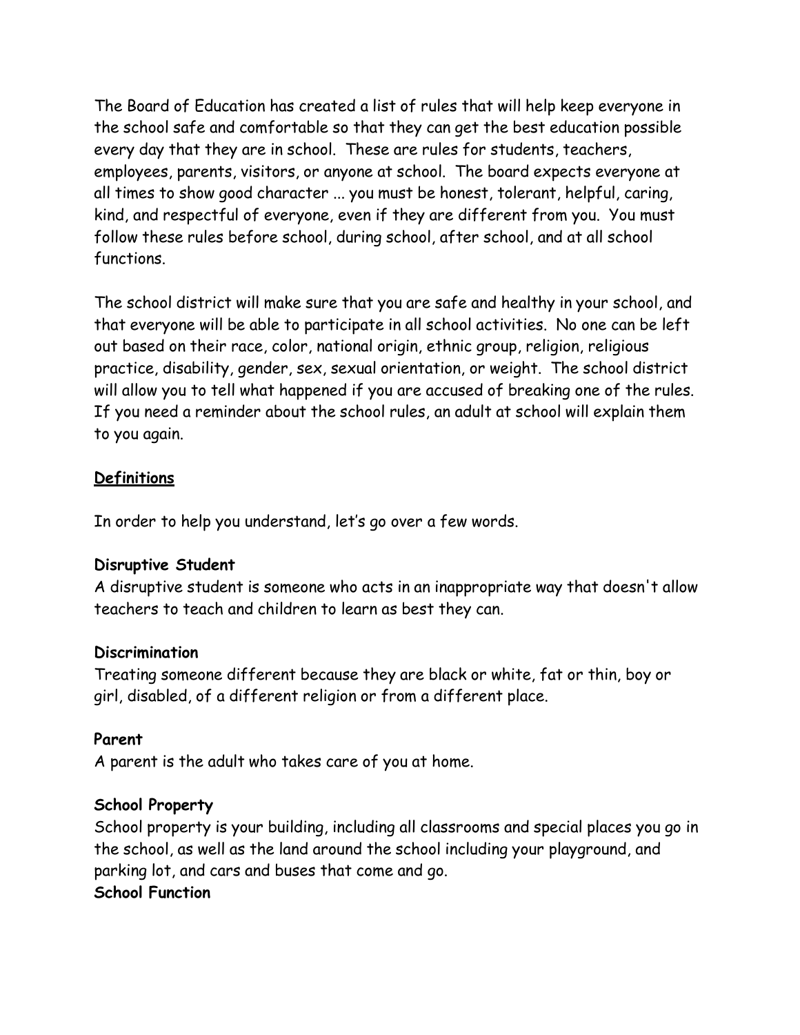The Board of Education has created a list of rules that will help keep everyone in the school safe and comfortable so that they can get the best education possible every day that they are in school. These are rules for students, teachers, employees, parents, visitors, or anyone at school. The board expects everyone at all times to show good character ... you must be honest, tolerant, helpful, caring, kind, and respectful of everyone, even if they are different from you. You must follow these rules before school, during school, after school, and at all school functions.

The school district will make sure that you are safe and healthy in your school, and that everyone will be able to participate in all school activities. No one can be left out based on their race, color, national origin, ethnic group, religion, religious practice, disability, gender, sex, sexual orientation, or weight. The school district will allow you to tell what happened if you are accused of breaking one of the rules. If you need a reminder about the school rules, an adult at school will explain them to you again.

## Definitions

In order to help you understand, let's go over a few words.

**Disruptive Student**
A disruptive student is someone who acts in an inappropriate way that doesn't allow teachers to teach and children to learn as best they can.

**Discrimination**
Treating someone different because they are black or white, fat or thin, boy or girl, disabled, of a different religion or from a different place.

**Parent**
A parent is the adult who takes care of you at home.

**School Property**
School property is your building, including all classrooms and special places you go in the school, as well as the land around the school including your playground, and parking lot, and cars and buses that come and go.

**School Function**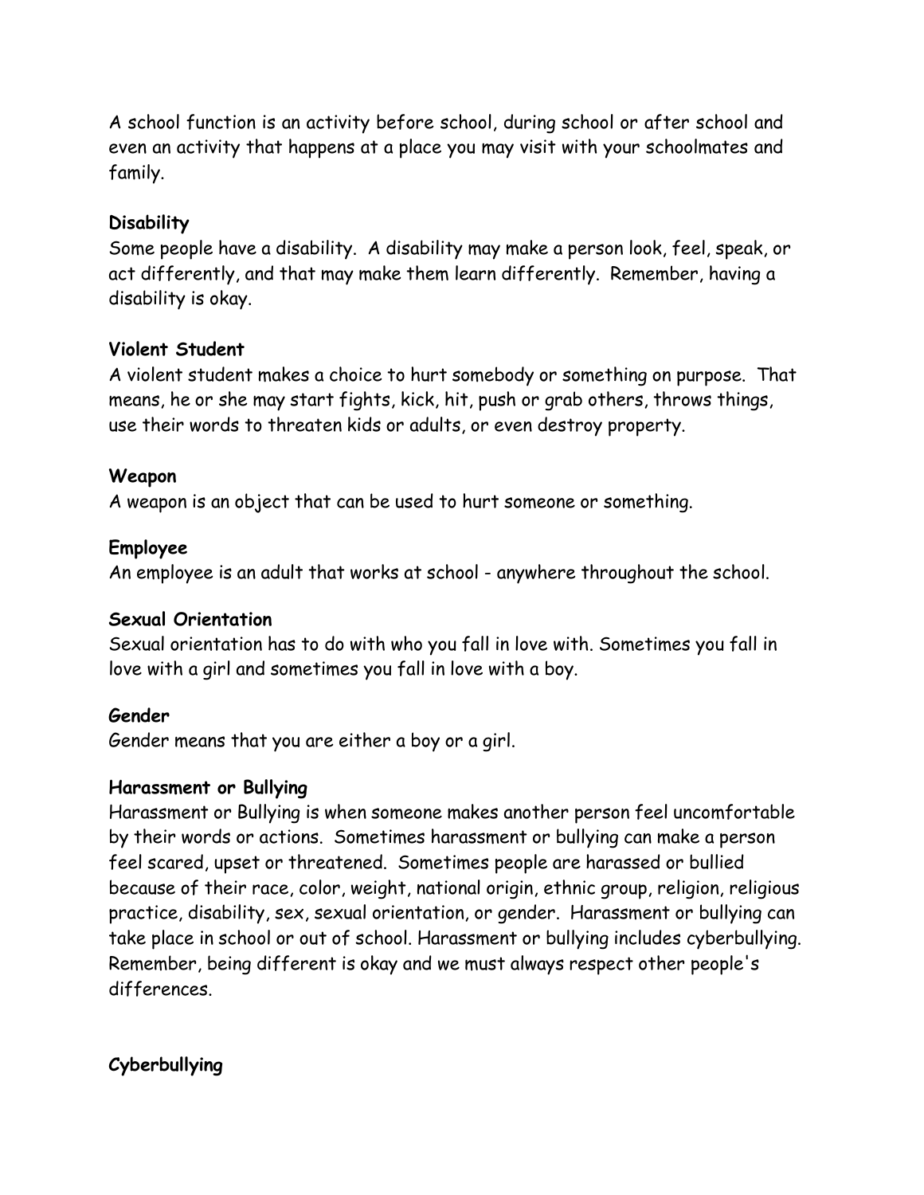A school function is an activity before school, during school or after school and even an activity that happens at a place you may visit with your schoolmates and family.

**Disability**

Some people have a disability. A disability may make a person look, feel, speak, or act differently, and that may make them learn differently. Remember, having a disability is okay.

**Violent Student**

A violent student makes a choice to hurt somebody or something on purpose. That means, he or she may start fights, kick, hit, push or grab others, throws things, use their words to threaten kids or adults, or even destroy property.

**Weapon**

A weapon is an object that can be used to hurt someone or something.

**Employee**

An employee is an adult that works at school - anywhere throughout the school.

**Sexual Orientation**

Sexual orientation has to do with who you fall in love with. Sometimes you fall in love with a girl and sometimes you fall in love with a boy.

**Gender**

Gender means that you are either a boy or a girl.

**Harassment or Bullying**

Harassment or Bullying is when someone makes another person feel uncomfortable by their words or actions. Sometimes harassment or bullying can make a person feel scared, upset or threatened. Sometimes people are harassed or bullied because of their race, color, weight, national origin, ethnic group, religion, religious practice, disability, sex, sexual orientation, or gender. Harassment or bullying can take place in school or out of school. Harassment or bullying includes cyberbullying. Remember, being different is okay and we must always respect other people's differences.

**Cyberbullying**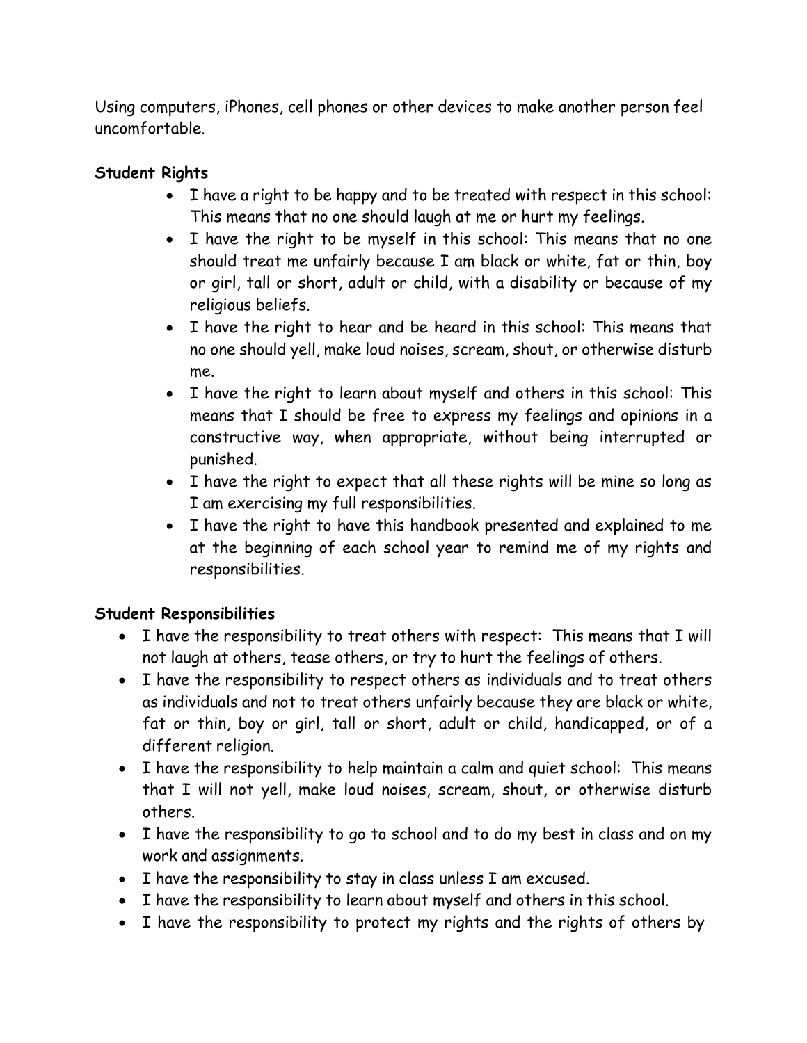Using computers, iPhones, cell phones or other devices to make another person feel uncomfortable.

**Student Rights**

- I have a right to be happy and to be treated with respect in this school: This means that no one should laugh at me or hurt my feelings.
- I have the right to be myself in this school: This means that no one should treat me unfairly because I am black or white, fat or thin, boy or girl, tall or short, adult or child, with a disability or because of my religious beliefs.
- I have the right to hear and be heard in this school: This means that no one should yell, make loud noises, scream, shout, or otherwise disturb me.
- I have the right to learn about myself and others in this school: This means that I should be free to express my feelings and opinions in a constructive way, when appropriate, without being interrupted or punished.
- I have the right to expect that all these rights will be mine so long as I am exercising my full responsibilities.
- I have the right to have this handbook presented and explained to me at the beginning of each school year to remind me of my rights and responsibilities.

**Student Responsibilities**

- I have the responsibility to treat others with respect: This means that I will not laugh at others, tease others, or try to hurt the feelings of others.
- I have the responsibility to respect others as individuals and to treat others as individuals and not to treat others unfairly because they are black or white, fat or thin, boy or girl, tall or short, adult or child, handicapped, or of a different religion.
- I have the responsibility to help maintain a calm and quiet school: This means that I will not yell, make loud noises, scream, shout, or otherwise disturb others.
- I have the responsibility to go to school and to do my best in class and on my work and assignments.
- I have the responsibility to stay in class unless I am excused.
- I have the responsibility to learn about myself and others in this school.
- I have the responsibility to protect my rights and the rights of others by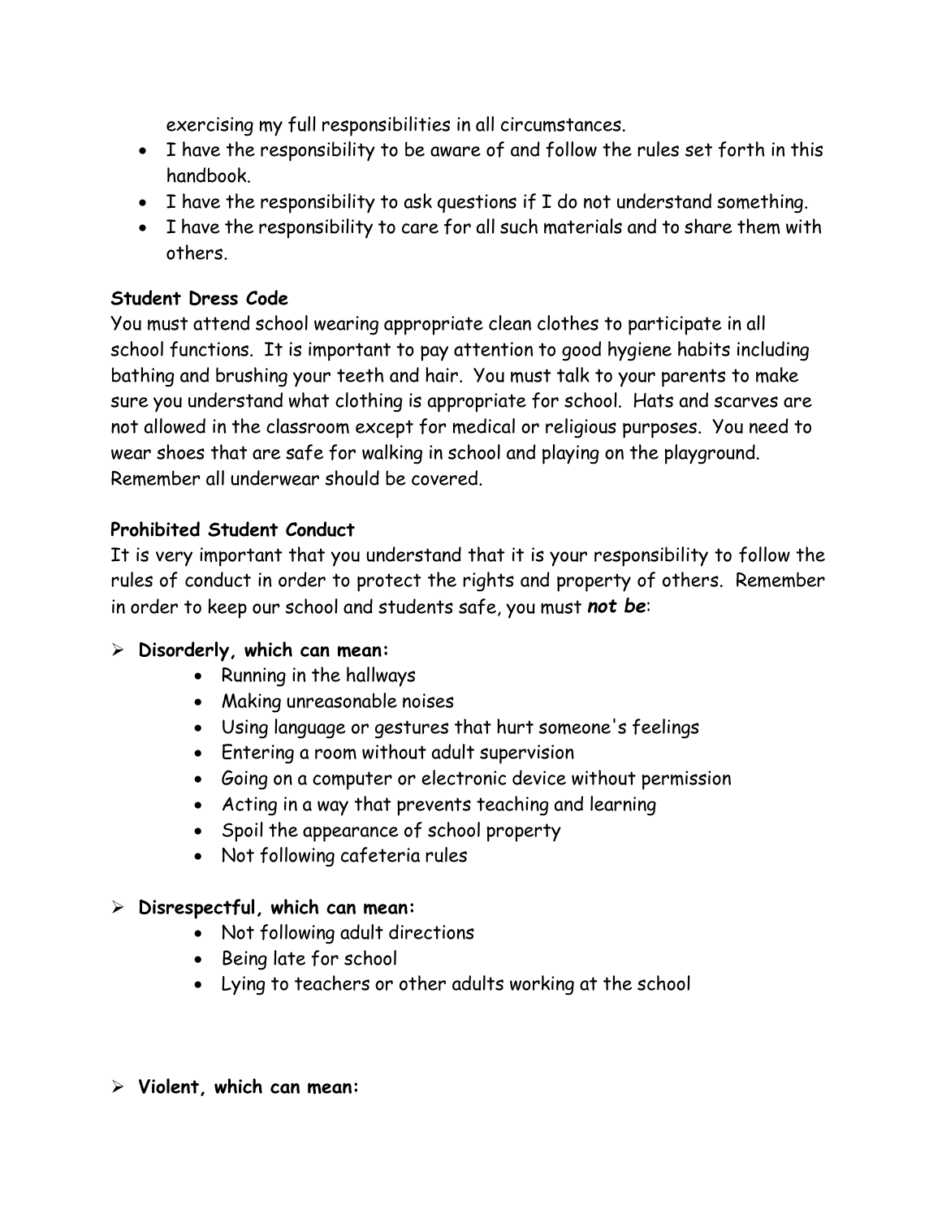exercising my full responsibilities in all circumstances.

- I have the responsibility to be aware of and follow the rules set forth in this handbook.
- I have the responsibility to ask questions if I do not understand something.
- I have the responsibility to care for all such materials and to share them with others.

**Student Dress Code**

You must attend school wearing appropriate clean clothes to participate in all school functions. It is important to pay attention to good hygiene habits including bathing and brushing your teeth and hair. You must talk to your parents to make sure you understand what clothing is appropriate for school. Hats and scarves are not allowed in the classroom except for medical or religious purposes. You need to wear shoes that are safe for walking in school and playing on the playground. Remember all underwear should be covered.

**Prohibited Student Conduct**

It is very important that you understand that it is your responsibility to follow the rules of conduct in order to protect the rights and property of others. Remember in order to keep our school and students safe, you must ***not be***:

- **Disorderly, which can mean:**
  - Running in the hallways
  - Making unreasonable noises
  - Using language or gestures that hurt someone's feelings
  - Entering a room without adult supervision
  - Going on a computer or electronic device without permission
  - Acting in a way that prevents teaching and learning
  - Spoil the appearance of school property
  - Not following cafeteria rules

- **Disrespectful, which can mean:**
  - Not following adult directions
  - Being late for school
  - Lying to teachers or other adults working at the school

- **Violent, which can mean:**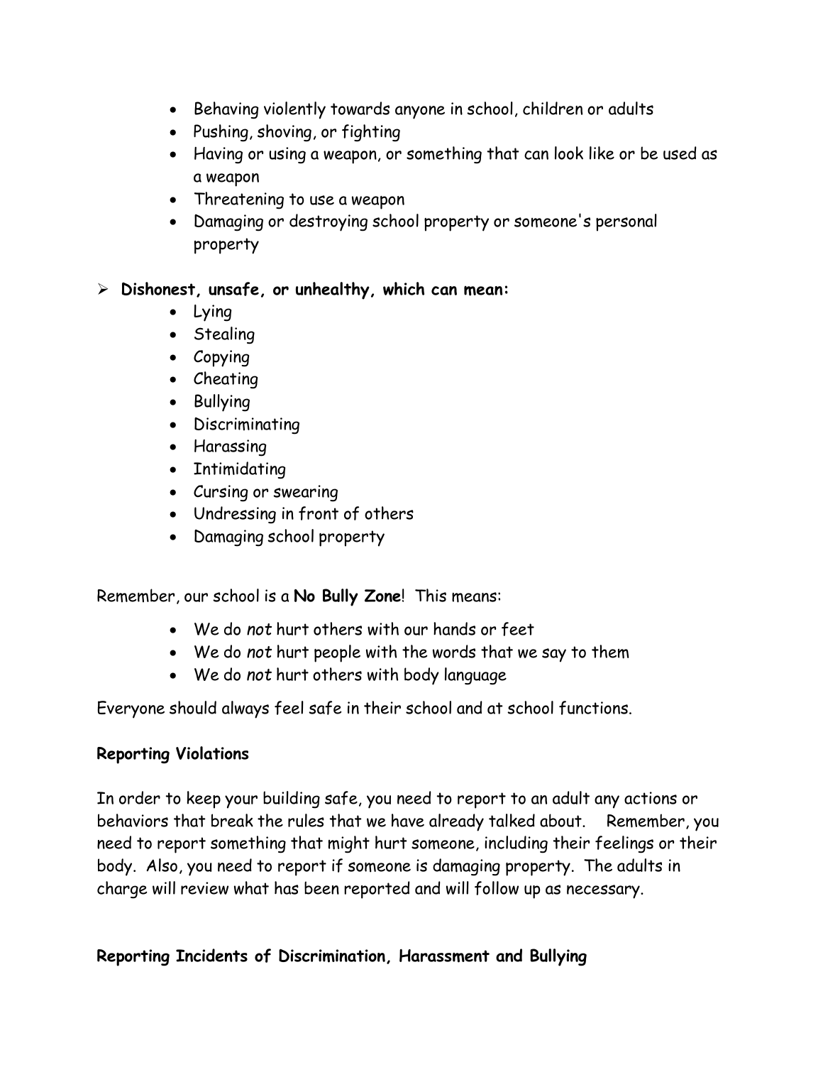- Behaving violently towards anyone in school, children or adults
- Pushing, shoving, or fighting
- Having or using a weapon, or something that can look like or be used as a weapon
- Threatening to use a weapon
- Damaging or destroying school property or someone's personal property

- **Dishonest, unsafe, or unhealthy, which can mean:**
  - Lying
  - Stealing
  - Copying
  - Cheating
  - Bullying
  - Discriminating
  - Harassing
  - Intimidating
  - Cursing or swearing
  - Undressing in front of others
  - Damaging school property

Remember, our school is a **No Bully Zone**! This means:

- We do *not* hurt others with our hands or feet
- We do *not* hurt people with the words that we say to them
- We do *not* hurt others with body language

Everyone should always feel safe in their school and at school functions.

**Reporting Violations**

In order to keep your building safe, you need to report to an adult any actions or behaviors that break the rules that we have already talked about. Remember, you need to report something that might hurt someone, including their feelings or their body. Also, you need to report if someone is damaging property. The adults in charge will review what has been reported and will follow up as necessary.

**Reporting Incidents of Discrimination, Harassment and Bullying**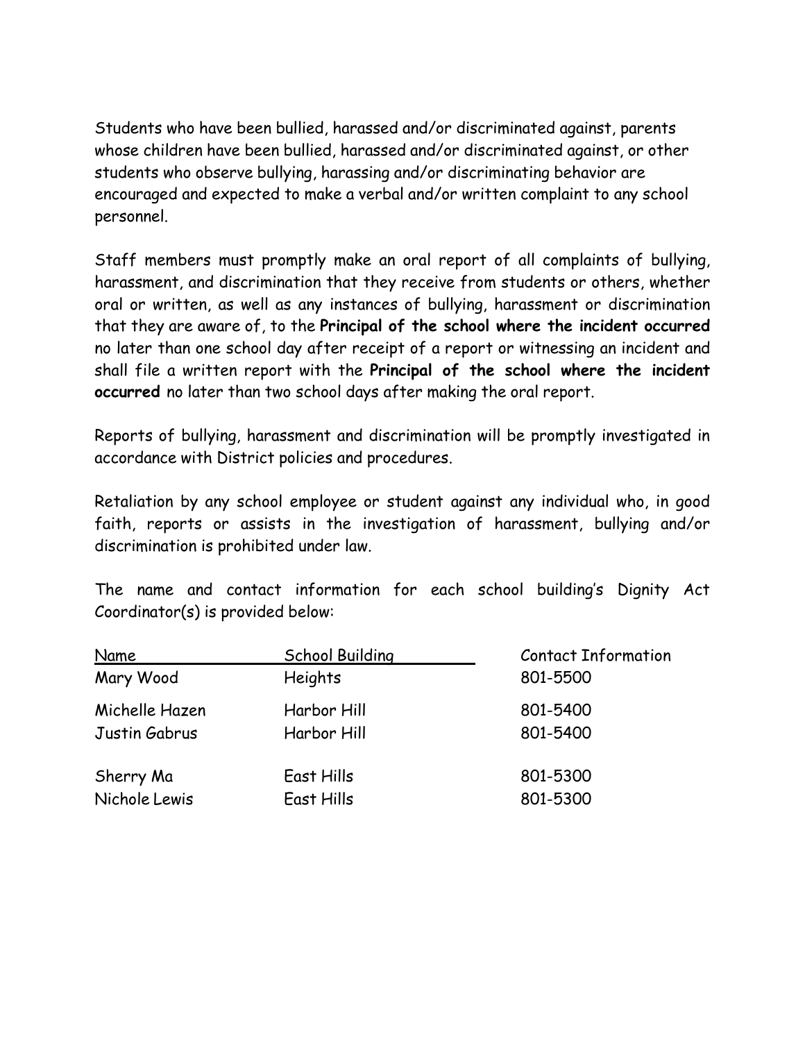Students who have been bullied, harassed and/or discriminated against, parents whose children have been bullied, harassed and/or discriminated against, or other students who observe bullying, harassing and/or discriminating behavior are encouraged and expected to make a verbal and/or written complaint to any school personnel.

Staff members must promptly make an oral report of all complaints of bullying, harassment, and discrimination that they receive from students or others, whether oral or written, as well as any instances of bullying, harassment or discrimination that they are aware of, to the **Principal of the school where the incident occurred** no later than one school day after receipt of a report or witnessing an incident and shall file a written report with the **Principal of the school where the incident occurred** no later than two school days after making the oral report.

Reports of bullying, harassment and discrimination will be promptly investigated in accordance with District policies and procedures.

Retaliation by any school employee or student against any individual who, in good faith, reports or assists in the investigation of harassment, bullying and/or discrimination is prohibited under law.

The name and contact information for each school building's Dignity Act Coordinator(s) is provided below:

| Name | School Building | Contact Information |
|---|---|---|
| Mary Wood | Heights | 801-5500 |
| Michelle Hazen | Harbor Hill | 801-5400 |
| Justin Gabrus | Harbor Hill | 801-5400 |
| Sherry Ma | East Hills | 801-5300 |
| Nichole Lewis | East Hills | 801-5300 |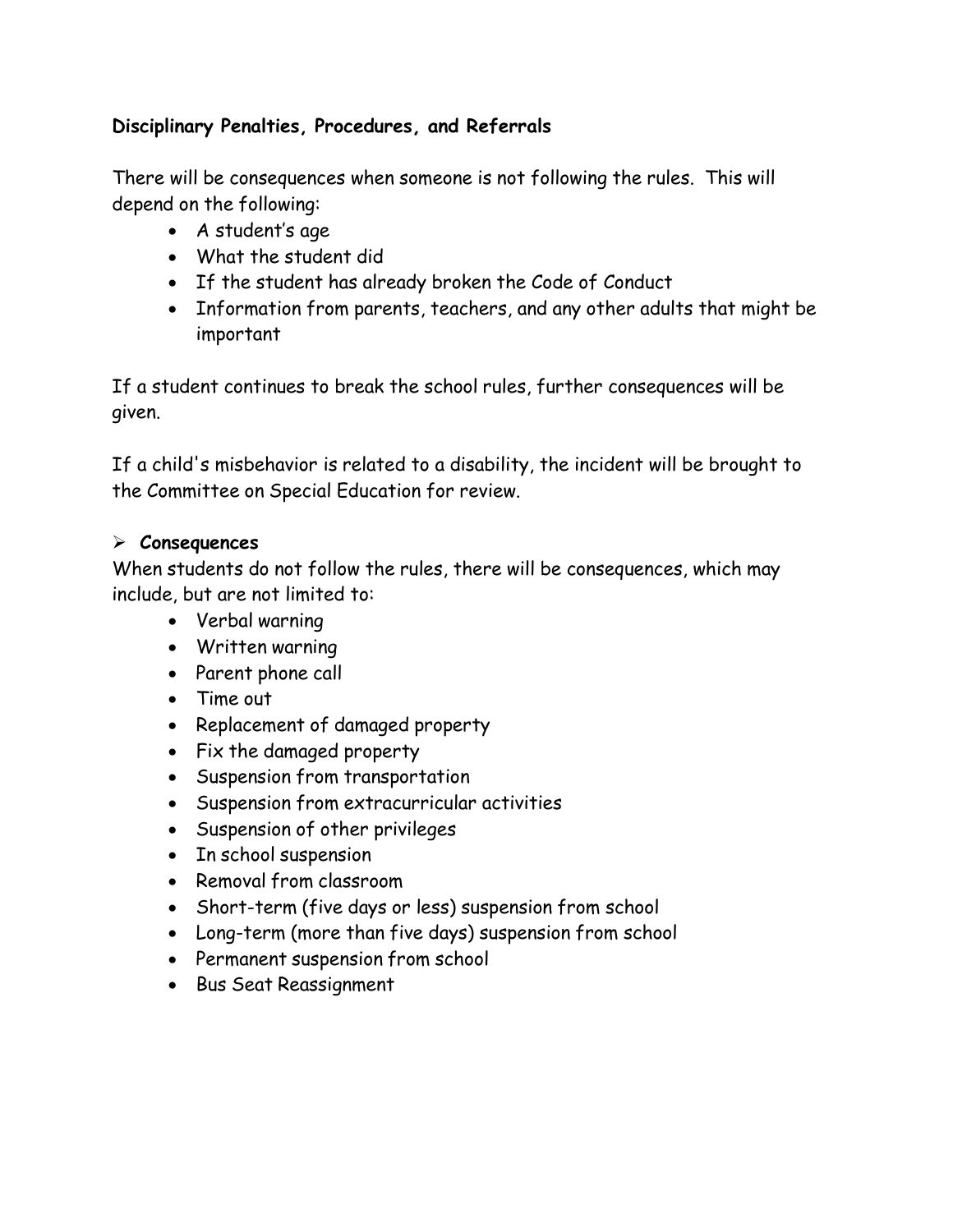**Disciplinary Penalties, Procedures, and Referrals**

There will be consequences when someone is not following the rules. This will depend on the following:

- A student's age
- What the student did
- If the student has already broken the Code of Conduct
- Information from parents, teachers, and any other adults that might be important

If a student continues to break the school rules, further consequences will be given.

If a child's misbehavior is related to a disability, the incident will be brought to the Committee on Special Education for review.

- **Consequences**

When students do not follow the rules, there will be consequences, which may include, but are not limited to:

- Verbal warning
- Written warning
- Parent phone call
- Time out
- Replacement of damaged property
- Fix the damaged property
- Suspension from transportation
- Suspension from extracurricular activities
- Suspension of other privileges
- In school suspension
- Removal from classroom
- Short-term (five days or less) suspension from school
- Long-term (more than five days) suspension from school
- Permanent suspension from school
- Bus Seat Reassignment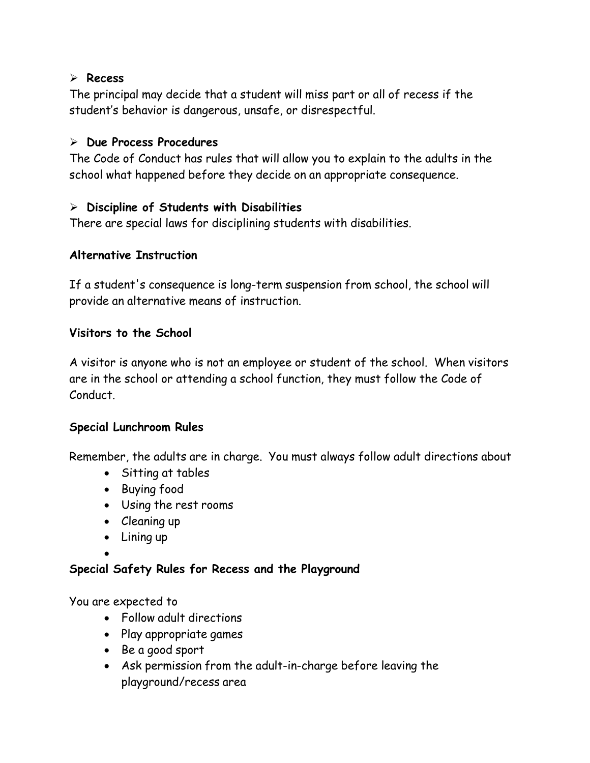- **Recess**

The principal may decide that a student will miss part or all of recess if the student's behavior is dangerous, unsafe, or disrespectful.

- **Due Process Procedures**

The Code of Conduct has rules that will allow you to explain to the adults in the school what happened before they decide on an appropriate consequence.

- **Discipline of Students with Disabilities**

There are special laws for disciplining students with disabilities.

**Alternative Instruction**

If a student's consequence is long-term suspension from school, the school will provide an alternative means of instruction.

**Visitors to the School**

A visitor is anyone who is not an employee or student of the school. When visitors are in the school or attending a school function, they must follow the Code of Conduct.

**Special Lunchroom Rules**

Remember, the adults are in charge. You must always follow adult directions about

- Sitting at tables
- Buying food
- Using the rest rooms
- Cleaning up
- Lining up

**Special Safety Rules for Recess and the Playground**

You are expected to

- Follow adult directions
- Play appropriate games
- Be a good sport
- Ask permission from the adult-in-charge before leaving the playground/recess area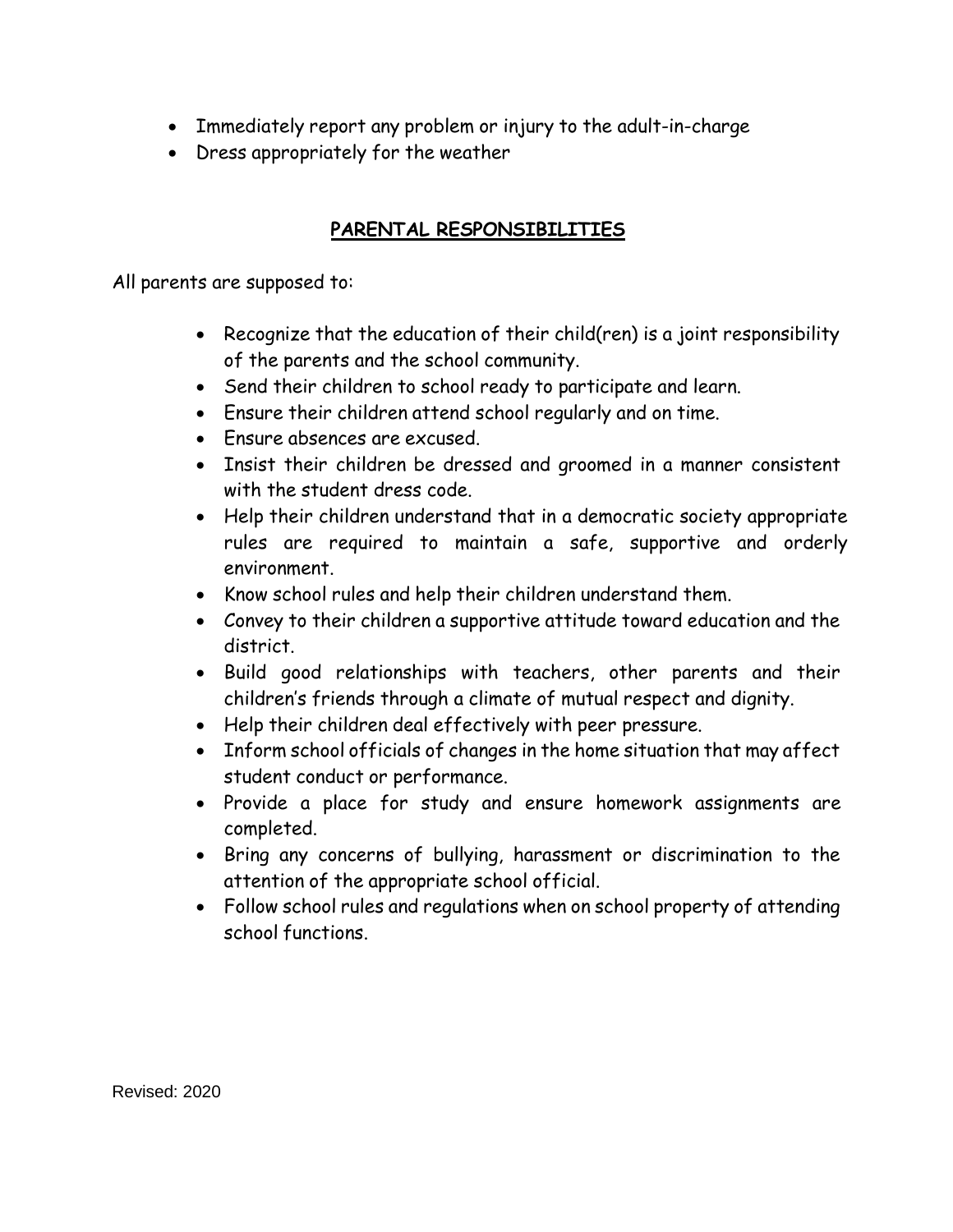- Immediately report any problem or injury to the adult-in-charge
- Dress appropriately for the weather

## PARENTAL RESPONSIBILITIES

All parents are supposed to:

- Recognize that the education of their child(ren) is a joint responsibility of the parents and the school community.
- Send their children to school ready to participate and learn.
- Ensure their children attend school regularly and on time.
- Ensure absences are excused.
- Insist their children be dressed and groomed in a manner consistent with the student dress code.
- Help their children understand that in a democratic society appropriate rules are required to maintain a safe, supportive and orderly environment.
- Know school rules and help their children understand them.
- Convey to their children a supportive attitude toward education and the district.
- Build good relationships with teachers, other parents and their children's friends through a climate of mutual respect and dignity.
- Help their children deal effectively with peer pressure.
- Inform school officials of changes in the home situation that may affect student conduct or performance.
- Provide a place for study and ensure homework assignments are completed.
- Bring any concerns of bullying, harassment or discrimination to the attention of the appropriate school official.
- Follow school rules and regulations when on school property of attending school functions.

Revised: 2020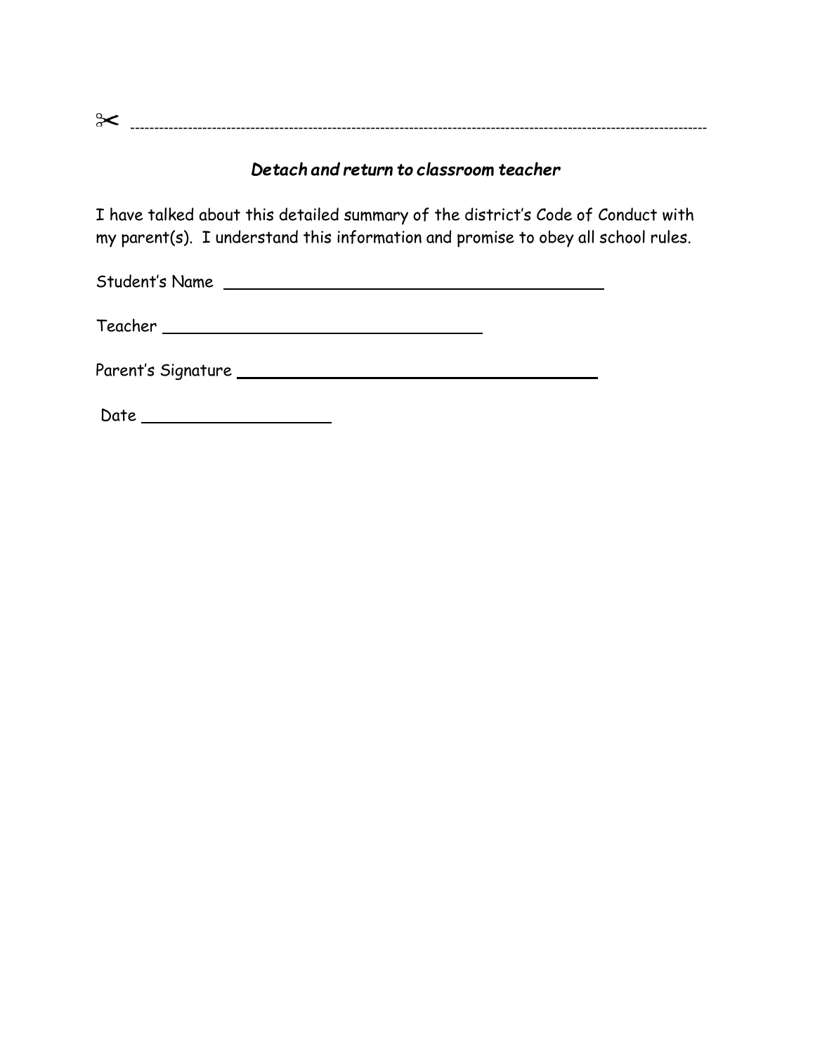✂ ------------------------------------------------------------------------------------------------------------------------

***Detach and return to classroom teacher***

I have talked about this detailed summary of the district's Code of Conduct with my parent(s). I understand this information and promise to obey all school rules.

Student's Name ____________________________________________

Teacher ____________________________________

Parent's Signature __________________________________________

Date ______________________